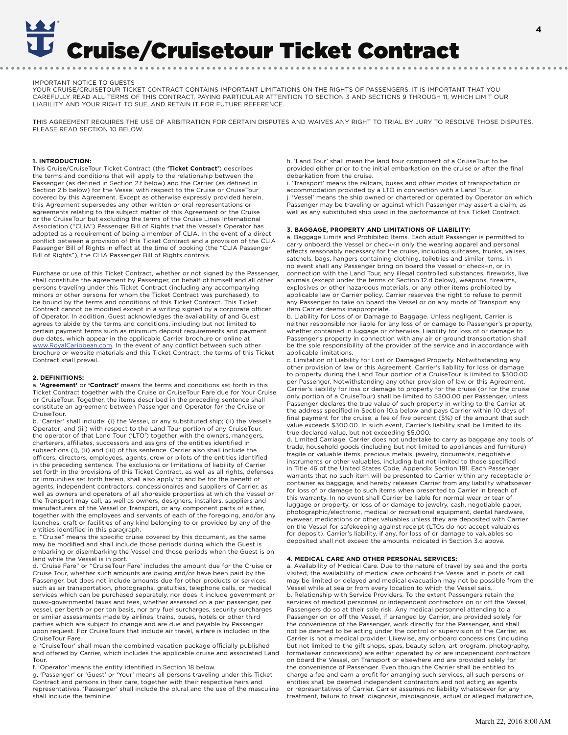# Cruise/Cruisetour Ticket Contract

IMPORTANT NOTICE TO GUESTS

YOUR CRUISE/CRUISETOUR TICKET CONTRACT CONTAINS IMPORTANT LIMITATIONS ON THE RIGHTS OF PASSENGERS. IT IS IMPORTANT THAT YOU CAREFULLY READ ALL TERMS OF THIS CONTRACT, PAYING PARTICULAR ATTENTION TO SECTION 3 AND SECTIONS 9 THROUGH 11, WHICH LIMIT OUR LIABILITY AND YOUR RIGHT TO SUE, AND RETAIN IT FOR FUTURE REFERENCE.

THIS AGREEMENT REQUIRES THE USE OF ARBITRATION FOR CERTAIN DISPUTES AND WAIVES ANY RIGHT TO TRIAL BY JURY TO RESOLVE THOSE DISPUTES. PLEASE READ SECTION 10 BELOW.

**1. INTRODUCTION:**

This Cruise/CruiseTour Ticket Contract (the **'Ticket Contract'**) describes the terms and conditions that will apply to the relationship between the Passenger (as defined in Section 2.f below) and the Carrier (as defined in Section 2.b below) for the Vessel with respect to the Cruise or CruiseTour covered by this Agreement. Except as otherwise expressly provided herein, this Agreement supersedes any other written or oral representations or agreements relating to the subject matter of this Agreement or the Cruise or the CruiseTour but excluding the terms of the Cruise Lines International Association ("CLIA") Passenger Bill of Rights that the Vessel's Operator has adopted as a requirement of being a member of CLIA. In the event of a direct conflict between a provision of this Ticket Contract and a provision of the CLIA Passenger Bill of Rights in effect at the time of booking (the "CLIA Passenger Bill of Rights"), the CLIA Passenger Bill of Rights controls.

Purchase or use of this Ticket Contract, whether or not signed by the Passenger, shall constitute the agreement by Passenger, on behalf of himself and all other persons traveling under this Ticket Contract (including any accompanying minors or other persons for whom the Ticket Contract was purchased), to be bound by the terms and conditions of this Ticket Contract. This Ticket Contract cannot be modified except in a writing signed by a corporate officer of Operator. In addition, Guest acknowledges the availability of and Guest agrees to abide by the terms and conditions, including but not limited to certain payment terms such as minimum deposit requirements and payment due dates, which appear in the applicable Carrier brochure or online at www.RoyalCaribbean.com. In the event of any conflict between such other brochure or website materials and this Ticket Contract, the terms of this Ticket Contract shall prevail.

**2. DEFINITIONS:**

a. **'Agreement'** or **'Contract'** means the terms and conditions set forth in this Ticket Contract together with the Cruise or CruiseTour Fare due for Your Cruise or CruiseTour. Together, the items described in the preceding sentence shall constitute an agreement between Passenger and Operator for the Cruise or CruiseTour.

b. 'Carrier' shall include: (i) the Vessel, or any substituted ship; (ii) the Vessel's Operator; and (iii) with respect to the Land Tour portion of any CruiseTour, the operator of that Land Tour ('LTO') together with the owners, managers, charterers, affiliates, successors and assigns of the entities identified in subsections (i), (ii) and (iii) of this sentence. Carrier also shall include the officers, directors, employees, agents, crew or pilots of the entities identified in the preceding sentence. The exclusions or limitations of liability of Carrier set forth in the provisions of this Ticket Contract, as well as all rights, defenses or immunities set forth herein, shall also apply to and be for the benefit of agents, independent contractors, concessionaires and suppliers of Carrier, as well as owners and operators of all shoreside properties at which the Vessel or the Transport may call, as well as owners, designers, installers, suppliers and manufacturers of the Vessel or Transport, or any component parts of either, together with the employees and servants of each of the foregoing, and/or any launches, craft or facilities of any kind belonging to or provided by any of the entities identified in this paragraph.

c. "Cruise" means the specific cruise covered by this document, as the same may be modified and shall include those periods during which the Guest is embarking or disembarking the Vessel and those periods when the Guest is on land while the Vessel is in port.

d. 'Cruise Fare" or "CruiseTour Fare' includes the amount due for the Cruise or Cruise Tour, whether such amounts are owing and/or have been paid by the Passenger, but does not include amounts due for other products or services such as air transportation, photographs, gratuities, telephone calls, or medical services which can be purchased separately, nor does it include government or quasi-governmental taxes and fees, whether assessed on a per passenger, per vessel, per berth or per ton basis, nor any fuel surcharges, security surcharges or similar assessments made by airlines, trains, buses, hotels or other third parties which are subject to change and are due and payable by Passenger upon request. For CruiseTours that include air travel, airfare is included in the CruiseTour Fare.

e. 'CruiseTour' shall mean the combined vacation package officially published and offered by Carrier, which includes the applicable cruise and associated Land Tour.

f. 'Operator' means the entity identified in Section 18 below.

g. 'Passenger' or 'Guest' or 'Your' means all persons traveling under this Ticket Contract and persons in their care, together with their respective heirs and representatives. 'Passenger' shall include the plural and the use of the masculine shall include the feminine.

h. 'Land Tour' shall mean the land tour component of a CruiseTour to be provided either prior to the initial embarkation on the cruise or after the final debarkation from the cruise.

i. 'Transport' means the railcars, buses and other modes of transportation or accommodation provided by a LTO in connection with a Land Tour.

j. 'Vessel' means the ship owned or chartered or operated by Operator on which Passenger may be traveling or against which Passenger may assert a claim, as well as any substituted ship used in the performance of this Ticket Contract.

**3. BAGGAGE, PROPERTY AND LIMITATIONS OF LIABILITY:**

a. Baggage Limits and Prohibited Items. Each adult Passenger is permitted to carry onboard the Vessel or check-in only the wearing apparel and personal effects reasonably necessary for the cruise, including suitcases, trunks, valises, satchels, bags, hangers containing clothing, toiletries and similar items. In no event shall any Passenger bring on board the Vessel or check-in, or in connection with the Land Tour, any illegal controlled substances, fireworks, live animals (except under the terms of Section 12.d below), weapons, firearms, explosives or other hazardous materials, or any other items prohibited by applicable law or Carrier policy. Carrier reserves the right to refuse to permit any Passenger to take on board the Vessel or on any mode of Transport any item Carrier deems inappropriate.

b. Liability for Loss of or Damage to Baggage. Unless negligent, Carrier is neither responsible nor liable for any loss of or damage to Passenger's property, whether contained in luggage or otherwise. Liability for loss of or damage to Passenger's property in connection with any air or ground transportation shall be the sole responsibility of the provider of the service and in accordance with applicable limitations.

c. Limitation of Liability for Lost or Damaged Property. Notwithstanding any other provision of law or this Agreement, Carrier's liability for loss or damage to property during the Land Tour portion of a CruiseTour is limited to $300.00 per Passenger. Notwithstanding any other provision of law or this Agreement, Carrier's liability for loss or damage to property for the cruise (or for the cruise only portion of a CruiseTour) shall be limited to $300.00 per Passenger, unless Passenger declares the true value of such property in writing to the Carrier at the address specified in Section 10.a below and pays Carrier within 10 days of final payment for the cruise, a fee of five percent (5%) of the amount that such value exceeds $300.00. In such event, Carrier's liability shall be limited to its true declared value, but not exceeding $5,000.

d. Limited Carriage. Carrier does not undertake to carry as baggage any tools of trade, household goods (including but not limited to appliances and furniture) fragile or valuable items, precious metals, jewelry, documents, negotiable instruments or other valuables, including but not limited to those specified in Title 46 of the United States Code, Appendix Section 181. Each Passenger warrants that no such item will be presented to Carrier within any receptacle or container as baggage, and hereby releases Carrier from any liability whatsoever for loss of or damage to such items when presented to Carrier in breach of this warranty. In no event shall Carrier be liable for normal wear or tear of luggage or property, or loss of or damage to jewelry, cash, negotiable paper, photographic/electronic, medical or recreational equipment, dental hardware, eyewear, medications or other valuables unless they are deposited with Carrier on the Vessel for safekeeping against receipt (LTOs do not accept valuables for deposit). Carrier's liability, if any, for loss of or damage to valuables so deposited shall not exceed the amounts indicated in Section 3.c above.

**4. MEDICAL CARE AND OTHER PERSONAL SERVICES:**

a. Availability of Medical Care. Due to the nature of travel by sea and the ports visited, the availability of medical care onboard the Vessel and in ports of call may be limited or delayed and medical evacuation may not be possible from the Vessel while at sea or from every location to which the Vessel sails.

b. Relationship with Service Providers. To the extent Passengers retain the services of medical personnel or independent contractors on or off the Vessel, Passengers do so at their sole risk. Any medical personnel attending to a Passenger on or off the Vessel, if arranged by Carrier, are provided solely for the convenience of the Passenger, work directly for the Passenger, and shall not be deemed to be acting under the control or supervision of the Carrier, as Carrier is not a medical provider. Likewise, any onboard concessions (including but not limited to the gift shops, spas, beauty salon, art program, photography, formalwear concessions) are either operated by or are independent contractors on board the Vessel, on Transport or elsewhere and are provided solely for the convenience of Passenger. Even though the Carrier shall be entitled to charge a fee and earn a profit for arranging such services, all such persons or entities shall be deemed independent contractors and not acting as agents or representatives of Carrier. Carrier assumes no liability whatsoever for any treatment, failure to treat, diagnosis, misdiagnosis, actual or alleged malpractice,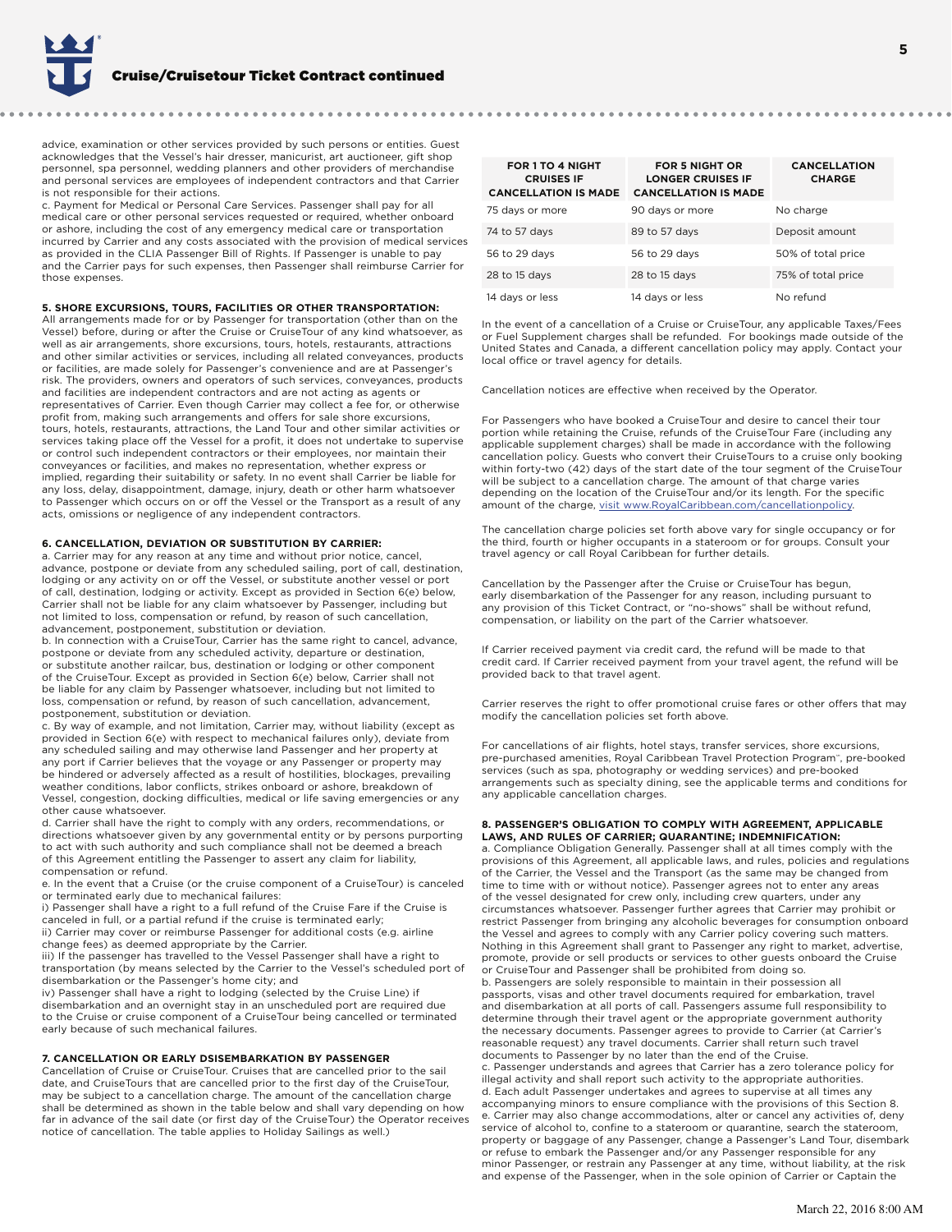advice, examination or other services provided by such persons or entities. Guest acknowledges that the Vessel's hair dresser, manicurist, art auctioneer, gift shop personnel, spa personnel, wedding planners and other providers of merchandise and personal services are employees of independent contractors and that Carrier is not responsible for their actions.

c. Payment for Medical or Personal Care Services. Passenger shall pay for all medical care or other personal services requested or required, whether onboard or ashore, including the cost of any emergency medical care or transportation incurred by Carrier and any costs associated with the provision of medical services as provided in the CLIA Passenger Bill of Rights. If Passenger is unable to pay and the Carrier pays for such expenses, then Passenger shall reimburse Carrier for those expenses.

**5. SHORE EXCURSIONS, TOURS, FACILITIES OR OTHER TRANSPORTATION:**
All arrangements made for or by Passenger for transportation (other than on the Vessel) before, during or after the Cruise or CruiseTour of any kind whatsoever, as well as air arrangements, shore excursions, tours, hotels, restaurants, attractions and other similar activities or services, including all related conveyances, products or facilities, are made solely for Passenger's convenience and are at Passenger's risk. The providers, owners and operators of such services, conveyances, products and facilities are independent contractors and are not acting as agents or representatives of Carrier. Even though Carrier may collect a fee for, or otherwise profit from, making such arrangements and offers for sale shore excursions, tours, hotels, restaurants, attractions, the Land Tour and other similar activities or services taking place off the Vessel for a profit, it does not undertake to supervise or control such independent contractors or their employees, nor maintain their conveyances or facilities, and makes no representation, whether express or implied, regarding their suitability or safety. In no event shall Carrier be liable for any loss, delay, disappointment, damage, injury, death or other harm whatsoever to Passenger which occurs on or off the Vessel or the Transport as a result of any acts, omissions or negligence of any independent contractors.

**6. CANCELLATION, DEVIATION OR SUBSTITUTION BY CARRIER:**
a. Carrier may for any reason at any time and without prior notice, cancel, advance, postpone or deviate from any scheduled sailing, port of call, destination, lodging or any activity on or off the Vessel, or substitute another vessel or port of call, destination, lodging or activity. Except as provided in Section 6(e) below, Carrier shall not be liable for any claim whatsoever by Passenger, including but not limited to loss, compensation or refund, by reason of such cancellation, advancement, postponement, substitution or deviation.

b. In connection with a CruiseTour, Carrier has the same right to cancel, advance, postpone or deviate from any scheduled activity, departure or destination, or substitute another railcar, bus, destination or lodging or other component of the CruiseTour. Except as provided in Section 6(e) below, Carrier shall not be liable for any claim by Passenger whatsoever, including but not limited to loss, compensation or refund, by reason of such cancellation, advancement, postponement, substitution or deviation.

c. By way of example, and not limitation, Carrier may, without liability (except as provided in Section 6(e) with respect to mechanical failures only), deviate from any scheduled sailing and may otherwise land Passenger and her property at any port if Carrier believes that the voyage or any Passenger or property may be hindered or adversely affected as a result of hostilities, blockages, prevailing weather conditions, labor conflicts, strikes onboard or ashore, breakdown of Vessel, congestion, docking difficulties, medical or life saving emergencies or any other cause whatsoever.

d. Carrier shall have the right to comply with any orders, recommendations, or directions whatsoever given by any governmental entity or by persons purporting to act with such authority and such compliance shall not be deemed a breach of this Agreement entitling the Passenger to assert any claim for liability, compensation or refund.

e. In the event that a Cruise (or the cruise component of a CruiseTour) is canceled or terminated early due to mechanical failures:

i) Passenger shall have a right to a full refund of the Cruise Fare if the Cruise is canceled in full, or a partial refund if the cruise is terminated early;

ii) Carrier may cover or reimburse Passenger for additional costs (e.g. airline change fees) as deemed appropriate by the Carrier.

iii) If the passenger has travelled to the Vessel Passenger shall have a right to transportation (by means selected by the Carrier to the Vessel's scheduled port of disembarkation or the Passenger's home city; and

iv) Passenger shall have a right to lodging (selected by the Cruise Line) if disembarkation and an overnight stay in an unscheduled port are required due to the Cruise or cruise component of a CruiseTour being cancelled or terminated early because of such mechanical failures.

**7. CANCELLATION OR EARLY DSISEMBARKATION BY PASSENGER**
Cancellation of Cruise or CruiseTour. Cruises that are cancelled prior to the sail date, and CruiseTours that are cancelled prior to the first day of the CruiseTour, may be subject to a cancellation charge. The amount of the cancellation charge shall be determined as shown in the table below and shall vary depending on how far in advance of the sail date (or first day of the CruiseTour) the Operator receives notice of cancellation. The table applies to Holiday Sailings as well.)

| FOR 1 TO 4 NIGHT CRUISES IF CANCELLATION IS MADE | FOR 5 NIGHT OR LONGER CRUISES IF CANCELLATION IS MADE | CANCELLATION CHARGE |
|---|---|---|
| 75 days or more | 90 days or more | No charge |
| 74 to 57 days | 89 to 57 days | Deposit amount |
| 56 to 29 days | 56 to 29 days | 50% of total price |
| 28 to 15 days | 28 to 15 days | 75% of total price |
| 14 days or less | 14 days or less | No refund |

In the event of a cancellation of a Cruise or CruiseTour, any applicable Taxes/Fees or Fuel Supplement charges shall be refunded. For bookings made outside of the United States and Canada, a different cancellation policy may apply. Contact your local office or travel agency for details.

Cancellation notices are effective when received by the Operator.

For Passengers who have booked a CruiseTour and desire to cancel their tour portion while retaining the Cruise, refunds of the CruiseTour Fare (including any applicable supplement charges) shall be made in accordance with the following cancellation policy. Guests who convert their CruiseTours to a cruise only booking within forty-two (42) days of the start date of the tour segment of the CruiseTour will be subject to a cancellation charge. The amount of that charge varies depending on the location of the CruiseTour and/or its length. For the specific amount of the charge, visit www.RoyalCaribbean.com/cancellationpolicy.

The cancellation charge policies set forth above vary for single occupancy or for the third, fourth or higher occupants in a stateroom or for groups. Consult your travel agency or call Royal Caribbean for further details.

Cancellation by the Passenger after the Cruise or CruiseTour has begun, early disembarkation of the Passenger for any reason, including pursuant to any provision of this Ticket Contract, or "no-shows" shall be without refund, compensation, or liability on the part of the Carrier whatsoever.

If Carrier received payment via credit card, the refund will be made to that credit card. If Carrier received payment from your travel agent, the refund will be provided back to that travel agent.

Carrier reserves the right to offer promotional cruise fares or other offers that may modify the cancellation policies set forth above.

For cancellations of air flights, hotel stays, transfer services, shore excursions, pre-purchased amenities, Royal Caribbean Travel Protection Program℠, pre-booked services (such as spa, photography or wedding services) and pre-booked arrangements such as specialty dining, see the applicable terms and conditions for any applicable cancellation charges.

**8. PASSENGER'S OBLIGATION TO COMPLY WITH AGREEMENT, APPLICABLE LAWS, AND RULES OF CARRIER; QUARANTINE; INDEMNIFICATION:**
a. Compliance Obligation Generally. Passenger shall at all times comply with the provisions of this Agreement, all applicable laws, and rules, policies and regulations of the Carrier, the Vessel and the Transport (as the same may be changed from time to time with or without notice). Passenger agrees not to enter any areas of the vessel designated for crew only, including crew quarters, under any circumstances whatsoever. Passenger further agrees that Carrier may prohibit or restrict Passenger from bringing any alcoholic beverages for consumption onboard the Vessel and agrees to comply with any Carrier policy covering such matters. Nothing in this Agreement shall grant to Passenger any right to market, advertise, promote, provide or sell products or services to other guests onboard the Cruise or CruiseTour and Passenger shall be prohibited from doing so.

b. Passengers are solely responsible to maintain in their possession all passports, visas and other travel documents required for embarkation, travel and disembarkation at all ports of call. Passengers assume full responsibility to determine through their travel agent or the appropriate government authority the necessary documents. Passenger agrees to provide to Carrier (at Carrier's reasonable request) any travel documents. Carrier shall return such travel documents to Passenger by no later than the end of the Cruise.

c. Passenger understands and agrees that Carrier has a zero tolerance policy for illegal activity and shall report such activity to the appropriate authorities.

d. Each adult Passenger undertakes and agrees to supervise at all times any accompanying minors to ensure compliance with the provisions of this Section 8.

e. Carrier may also change accommodations, alter or cancel any activities of, deny service of alcohol to, confine to a stateroom or quarantine, search the stateroom, property or baggage of any Passenger, change a Passenger's Land Tour, disembark or refuse to embark the Passenger and/or any Passenger responsible for any minor Passenger, or restrain any Passenger at any time, without liability, at the risk and expense of the Passenger, when in the sole opinion of Carrier or Captain the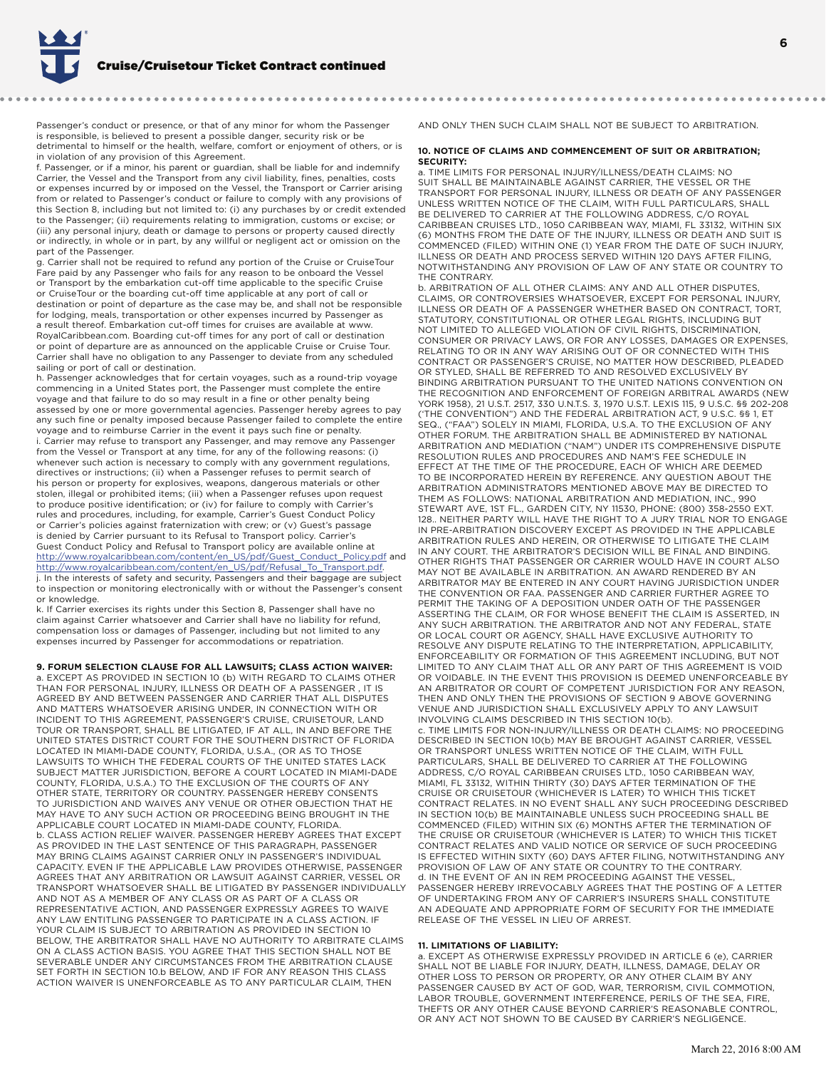Passenger's conduct or presence, or that of any minor for whom the Passenger is responsible, is believed to present a possible danger, security risk or be detrimental to himself or the health, welfare, comfort or enjoyment of others, or is in violation of any provision of this Agreement.

f. Passenger, or if a minor, his parent or guardian, shall be liable for and indemnify Carrier, the Vessel and the Transport from any civil liability, fines, penalties, costs or expenses incurred by or imposed on the Vessel, the Transport or Carrier arising from or related to Passenger's conduct or failure to comply with any provisions of this Section 8, including but not limited to: (i) any purchases by or credit extended to the Passenger; (ii) requirements relating to immigration, customs or excise; or (iii) any personal injury, death or damage to persons or property caused directly or indirectly, in whole or in part, by any willful or negligent act or omission on the part of the Passenger.

g. Carrier shall not be required to refund any portion of the Cruise or CruiseTour Fare paid by any Passenger who fails for any reason to be onboard the Vessel or Transport by the embarkation cut-off time applicable to the specific Cruise or CruiseTour or the boarding cut-off time applicable at any port of call or destination or point of departure as the case may be, and shall not be responsible for lodging, meals, transportation or other expenses incurred by Passenger as a result thereof. Embarkation cut-off times for cruises are available at www.RoyalCaribbean.com. Boarding cut-off times for any port of call or destination or point of departure are as announced on the applicable Cruise or Cruise Tour. Carrier shall have no obligation to any Passenger to deviate from any scheduled sailing or port of call or destination.

h. Passenger acknowledges that for certain voyages, such as a round-trip voyage commencing in a United States port, the Passenger must complete the entire voyage and that failure to do so may result in a fine or other penalty being assessed by one or more governmental agencies. Passenger hereby agrees to pay any such fine or penalty imposed because Passenger failed to complete the entire voyage and to reimburse Carrier in the event it pays such fine or penalty.

i. Carrier may refuse to transport any Passenger, and may remove any Passenger from the Vessel or Transport at any time, for any of the following reasons: (i) whenever such action is necessary to comply with any government regulations, directives or instructions; (ii) when a Passenger refuses to permit search of his person or property for explosives, weapons, dangerous materials or other stolen, illegal or prohibited items; (iii) when a Passenger refuses upon request to produce positive identification; or (iv) for failure to comply with Carrier's rules and procedures, including, for example, Carrier's Guest Conduct Policy or Carrier's policies against fraternization with crew; or (v) Guest's passage is denied by Carrier pursuant to its Refusal to Transport policy. Carrier's Guest Conduct Policy and Refusal to Transport policy are available online at http://www.royalcaribbean.com/content/en_US/pdf/Guest_Conduct_Policy.pdf and http://www.royalcaribbean.com/content/en_US/pdf/Refusal_To_Transport.pdf.

j. In the interests of safety and security, Passengers and their baggage are subject to inspection or monitoring electronically with or without the Passenger's consent or knowledge.

k. If Carrier exercises its rights under this Section 8, Passenger shall have no claim against Carrier whatsoever and Carrier shall have no liability for refund, compensation loss or damages of Passenger, including but not limited to any expenses incurred by Passenger for accommodations or repatriation.

**9. FORUM SELECTION CLAUSE FOR ALL LAWSUITS; CLASS ACTION WAIVER:**

a. EXCEPT AS PROVIDED IN SECTION 10 (b) WITH REGARD TO CLAIMS OTHER THAN FOR PERSONAL INJURY, ILLNESS OR DEATH OF A PASSENGER , IT IS AGREED BY AND BETWEEN PASSENGER AND CARRIER THAT ALL DISPUTES AND MATTERS WHATSOEVER ARISING UNDER, IN CONNECTION WITH OR INCIDENT TO THIS AGREEMENT, PASSENGER'S CRUISE, CRUISETOUR, LAND TOUR OR TRANSPORT, SHALL BE LITIGATED, IF AT ALL, IN AND BEFORE THE UNITED STATES DISTRICT COURT FOR THE SOUTHERN DISTRICT OF FLORIDA LOCATED IN MIAMI-DADE COUNTY, FLORIDA, U.S.A., (OR AS TO THOSE LAWSUITS TO WHICH THE FEDERAL COURTS OF THE UNITED STATES LACK SUBJECT MATTER JURISDICTION, BEFORE A COURT LOCATED IN MIAMI-DADE COUNTY, FLORIDA, U.S.A.) TO THE EXCLUSION OF THE COURTS OF ANY OTHER STATE, TERRITORY OR COUNTRY. PASSENGER HEREBY CONSENTS TO JURISDICTION AND WAIVES ANY VENUE OR OTHER OBJECTION THAT HE MAY HAVE TO ANY SUCH ACTION OR PROCEEDING BEING BROUGHT IN THE APPLICABLE COURT LOCATED IN MIAMI-DADE COUNTY, FLORIDA.

b. CLASS ACTION RELIEF WAIVER. PASSENGER HEREBY AGREES THAT EXCEPT AS PROVIDED IN THE LAST SENTENCE OF THIS PARAGRAPH, PASSENGER MAY BRING CLAIMS AGAINST CARRIER ONLY IN PASSENGER'S INDIVIDUAL CAPACITY. EVEN IF THE APPLICABLE LAW PROVIDES OTHERWISE, PASSENGER AGREES THAT ANY ARBITRATION OR LAWSUIT AGAINST CARRIER, VESSEL OR TRANSPORT WHATSOEVER SHALL BE LITIGATED BY PASSENGER INDIVIDUALLY AND NOT AS A MEMBER OF ANY CLASS OR AS PART OF A CLASS OR REPRESENTATIVE ACTION, AND PASSENGER EXPRESSLY AGREES TO WAIVE ANY LAW ENTITLING PASSENGER TO PARTICIPATE IN A CLASS ACTION. IF YOUR CLAIM IS SUBJECT TO ARBITRATION AS PROVIDED IN SECTION 10 BELOW, THE ARBITRATOR SHALL HAVE NO AUTHORITY TO ARBITRATE CLAIMS ON A CLASS ACTION BASIS. YOU AGREE THAT THIS SECTION SHALL NOT BE SEVERABLE UNDER ANY CIRCUMSTANCES FROM THE ARBITRATION CLAUSE SET FORTH IN SECTION 10.b BELOW, AND IF FOR ANY REASON THIS CLASS ACTION WAIVER IS UNENFORCEABLE AS TO ANY PARTICULAR CLAIM, THEN AND ONLY THEN SUCH CLAIM SHALL NOT BE SUBJECT TO ARBITRATION.

**10. NOTICE OF CLAIMS AND COMMENCEMENT OF SUIT OR ARBITRATION; SECURITY:**

a. TIME LIMITS FOR PERSONAL INJURY/ILLNESS/DEATH CLAIMS: NO SUIT SHALL BE MAINTAINABLE AGAINST CARRIER, THE VESSEL OR THE TRANSPORT FOR PERSONAL INJURY, ILLNESS OR DEATH OF ANY PASSENGER UNLESS WRITTEN NOTICE OF THE CLAIM, WITH FULL PARTICULARS, SHALL BE DELIVERED TO CARRIER AT THE FOLLOWING ADDRESS, C/O ROYAL CARIBBEAN CRUISES LTD., 1050 CARIBBEAN WAY, MIAMI, FL 33132, WITHIN SIX (6) MONTHS FROM THE DATE OF THE INJURY, ILLNESS OR DEATH AND SUIT IS COMMENCED (FILED) WITHIN ONE (1) YEAR FROM THE DATE OF SUCH INJURY, ILLNESS OR DEATH AND PROCESS SERVED WITHIN 120 DAYS AFTER FILING, NOTWITHSTANDING ANY PROVISION OF LAW OF ANY STATE OR COUNTRY TO THE CONTRARY.

b. ARBITRATION OF ALL OTHER CLAIMS: ANY AND ALL OTHER DISPUTES, CLAIMS, OR CONTROVERSIES WHATSOEVER, EXCEPT FOR PERSONAL INJURY, ILLNESS OR DEATH OF A PASSENGER WHETHER BASED ON CONTRACT, TORT, STATUTORY, CONSTITUTIONAL OR OTHER LEGAL RIGHTS, INCLUDING BUT NOT LIMITED TO ALLEGED VIOLATION OF CIVIL RIGHTS, DISCRIMINATION, CONSUMER OR PRIVACY LAWS, OR FOR ANY LOSSES, DAMAGES OR EXPENSES, RELATING TO OR IN ANY WAY ARISING OUT OF OR CONNECTED WITH THIS CONTRACT OR PASSENGER'S CRUISE, NO MATTER HOW DESCRIBED, PLEADED OR STYLED, SHALL BE REFERRED TO AND RESOLVED EXCLUSIVELY BY BINDING ARBITRATION PURSUANT TO THE UNITED NATIONS CONVENTION ON THE RECOGNITION AND ENFORCEMENT OF FOREIGN ARBITRAL AWARDS (NEW YORK 1958), 21 U.S.T. 2517, 330 U.N.T.S. 3, 1970 U.S.T. LEXIS 115, 9 U.S.C. §§ 202-208 ("THE CONVENTION") AND THE FEDERAL ARBITRATION ACT, 9 U.S.C. §§ 1, ET SEQ., ("FAA") SOLELY IN MIAMI, FLORIDA, U.S.A. TO THE EXCLUSION OF ANY OTHER FORUM. THE ARBITRATION SHALL BE ADMINISTERED BY NATIONAL ARBITRATION AND MEDIATION ("NAM") UNDER ITS COMPREHENSIVE DISPUTE RESOLUTION RULES AND PROCEDURES AND NAM'S FEE SCHEDULE IN EFFECT AT THE TIME OF THE PROCEDURE, EACH OF WHICH ARE DEEMED TO BE INCORPORATED HEREIN BY REFERENCE. ANY QUESTION ABOUT THE ARBITRATION ADMINISTRATORS MENTIONED ABOVE MAY BE DIRECTED TO THEM AS FOLLOWS: NATIONAL ARBITRATION AND MEDIATION, INC., 990 STEWART AVE, 1ST FL., GARDEN CITY, NY 11530, PHONE: (800) 358-2550 EXT. 128.. NEITHER PARTY WILL HAVE THE RIGHT TO A JURY TRIAL NOR TO ENGAGE IN PRE-ARBITRATION DISCOVERY EXCEPT AS PROVIDED IN THE APPLICABLE ARBITRATION RULES AND HEREIN, OR OTHERWISE TO LITIGATE THE CLAIM IN ANY COURT. THE ARBITRATOR'S DECISION WILL BE FINAL AND BINDING. OTHER RIGHTS THAT PASSENGER OR CARRIER WOULD HAVE IN COURT ALSO MAY NOT BE AVAILABLE IN ARBITRATION. AN AWARD RENDERED BY AN ARBITRATOR MAY BE ENTERED IN ANY COURT HAVING JURISDICTION UNDER THE CONVENTION OR FAA. PASSENGER AND CARRIER FURTHER AGREE TO PERMIT THE TAKING OF A DEPOSITION UNDER OATH OF THE PASSENGER ASSERTING THE CLAIM, OR FOR WHOSE BENEFIT THE CLAIM IS ASSERTED, IN ANY SUCH ARBITRATION. THE ARBITRATOR AND NOT ANY FEDERAL, STATE OR LOCAL COURT OR AGENCY, SHALL HAVE EXCLUSIVE AUTHORITY TO RESOLVE ANY DISPUTE RELATING TO THE INTERPRETATION, APPLICABILITY, ENFORCEABILITY OR FORMATION OF THIS AGREEMENT INCLUDING, BUT NOT LIMITED TO ANY CLAIM THAT ALL OR ANY PART OF THIS AGREEMENT IS VOID OR VOIDABLE. IN THE EVENT THIS PROVISION IS DEEMED UNENFORCEABLE BY AN ARBITRATOR OR COURT OF COMPETENT JURISDICTION FOR ANY REASON, THEN AND ONLY THEN THE PROVISIONS OF SECTION 9 ABOVE GOVERNING VENUE AND JURISDICTION SHALL EXCLUSIVELY APPLY TO ANY LAWSUIT INVOLVING CLAIMS DESCRIBED IN THIS SECTION 10(b).

c. TIME LIMITS FOR NON-INJURY/ILLNESS OR DEATH CLAIMS: NO PROCEEDING DESCRIBED IN SECTION 10(b) MAY BE BROUGHT AGAINST CARRIER, VESSEL OR TRANSPORT UNLESS WRITTEN NOTICE OF THE CLAIM, WITH FULL PARTICULARS, SHALL BE DELIVERED TO CARRIER AT THE FOLLOWING ADDRESS, C/O ROYAL CARIBBEAN CRUISES LTD., 1050 CARIBBEAN WAY, MIAMI, FL 33132, WITHIN THIRTY (30) DAYS AFTER TERMINATION OF THE CRUISE OR CRUISETOUR (WHICHEVER IS LATER) TO WHICH THIS TICKET CONTRACT RELATES. IN NO EVENT SHALL ANY SUCH PROCEEDING DESCRIBED IN SECTION 10(b) BE MAINTAINABLE UNLESS SUCH PROCEEDING SHALL BE COMMENCED (FILED) WITHIN SIX (6) MONTHS AFTER THE TERMINATION OF THE CRUISE OR CRUISETOUR (WHICHEVER IS LATER) TO WHICH THIS TICKET CONTRACT RELATES AND VALID NOTICE OR SERVICE OF SUCH PROCEEDING IS EFFECTED WITHIN SIXTY (60) DAYS AFTER FILING, NOTWITHSTANDING ANY PROVISION OF LAW OF ANY STATE OR COUNTRY TO THE CONTRARY.

d. IN THE EVENT OF AN IN REM PROCEEDING AGAINST THE VESSEL, PASSENGER HEREBY IRREVOCABLY AGREES THAT THE POSTING OF A LETTER OF UNDERTAKING FROM ANY OF CARRIER'S INSURERS SHALL CONSTITUTE AN ADEQUATE AND APPROPRIATE FORM OF SECURITY FOR THE IMMEDIATE RELEASE OF THE VESSEL IN LIEU OF ARREST.

**11. LIMITATIONS OF LIABILITY:**

a. EXCEPT AS OTHERWISE EXPRESSLY PROVIDED IN ARTICLE 6 (e), CARRIER SHALL NOT BE LIABLE FOR INJURY, DEATH, ILLNESS, DAMAGE, DELAY OR OTHER LOSS TO PERSON OR PROPERTY, OR ANY OTHER CLAIM BY ANY PASSENGER CAUSED BY ACT OF GOD, WAR, TERRORISM, CIVIL COMMOTION, LABOR TROUBLE, GOVERNMENT INTERFERENCE, PERILS OF THE SEA, FIRE, THEFTS OR ANY OTHER CAUSE BEYOND CARRIER'S REASONABLE CONTROL, OR ANY ACT NOT SHOWN TO BE CAUSED BY CARRIER'S NEGLIGENCE.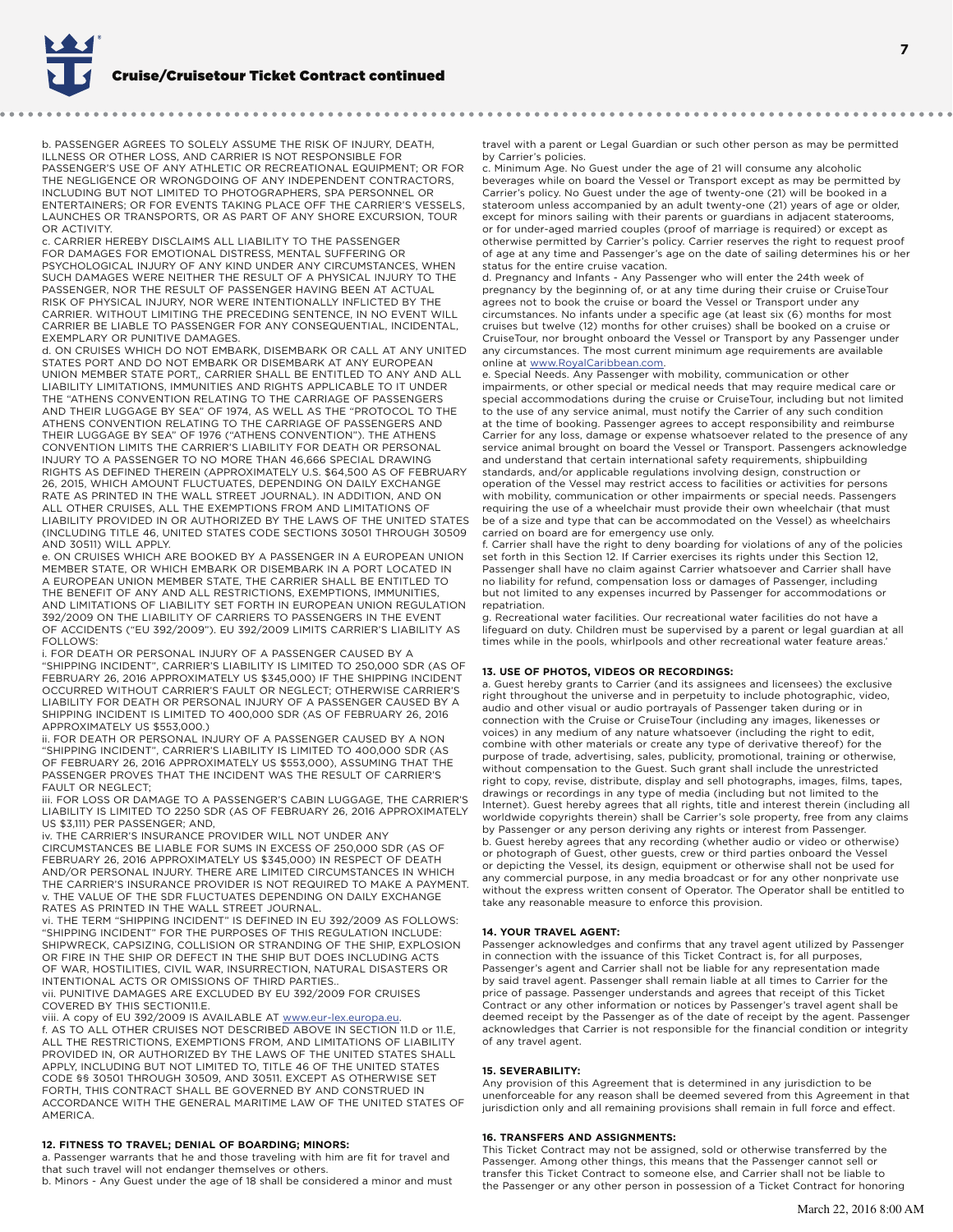b. PASSENGER AGREES TO SOLELY ASSUME THE RISK OF INJURY, DEATH, ILLNESS OR OTHER LOSS, AND CARRIER IS NOT RESPONSIBLE FOR PASSENGER'S USE OF ANY ATHLETIC OR RECREATIONAL EQUIPMENT; OR FOR THE NEGLIGENCE OR WRONGDOING OF ANY INDEPENDENT CONTRACTORS, INCLUDING BUT NOT LIMITED TO PHOTOGRAPHERS, SPA PERSONNEL OR ENTERTAINERS; OR FOR EVENTS TAKING PLACE OFF THE CARRIER'S VESSELS, LAUNCHES OR TRANSPORTS, OR AS PART OF ANY SHORE EXCURSION, TOUR OR ACTIVITY.

c. CARRIER HEREBY DISCLAIMS ALL LIABILITY TO THE PASSENGER FOR DAMAGES FOR EMOTIONAL DISTRESS, MENTAL SUFFERING OR PSYCHOLOGICAL INJURY OF ANY KIND UNDER ANY CIRCUMSTANCES, WHEN SUCH DAMAGES WERE NEITHER THE RESULT OF A PHYSICAL INJURY TO THE PASSENGER, NOR THE RESULT OF PASSENGER HAVING BEEN AT ACTUAL RISK OF PHYSICAL INJURY, NOR WERE INTENTIONALLY INFLICTED BY THE CARRIER. WITHOUT LIMITING THE PRECEDING SENTENCE, IN NO EVENT WILL CARRIER BE LIABLE TO PASSENGER FOR ANY CONSEQUENTIAL, INCIDENTAL, EXEMPLARY OR PUNITIVE DAMAGES.

d. ON CRUISES WHICH DO NOT EMBARK, DISEMBARK OR CALL AT ANY UNITED STATES PORT AND DO NOT EMBARK OR DISEMBARK AT ANY EUROPEAN UNION MEMBER STATE PORT,, CARRIER SHALL BE ENTITLED TO ANY AND ALL LIABILITY LIMITATIONS, IMMUNITIES AND RIGHTS APPLICABLE TO IT UNDER THE "ATHENS CONVENTION RELATING TO THE CARRIAGE OF PASSENGERS AND THEIR LUGGAGE BY SEA" OF 1974, AS WELL AS THE "PROTOCOL TO THE ATHENS CONVENTION RELATING TO THE CARRIAGE OF PASSENGERS AND THEIR LUGGAGE BY SEA" OF 1976 ("ATHENS CONVENTION"). THE ATHENS CONVENTION LIMITS THE CARRIER'S LIABILITY FOR DEATH OR PERSONAL INJURY TO A PASSENGER TO NO MORE THAN 46,666 SPECIAL DRAWING RIGHTS AS DEFINED THEREIN (APPROXIMATELY U.S. $64,500 AS OF FEBRUARY 26, 2015, WHICH AMOUNT FLUCTUATES, DEPENDING ON DAILY EXCHANGE RATE AS PRINTED IN THE WALL STREET JOURNAL). IN ADDITION, AND ON ALL OTHER CRUISES, ALL THE EXEMPTIONS FROM AND LIMITATIONS OF LIABILITY PROVIDED IN OR AUTHORIZED BY THE LAWS OF THE UNITED STATES (INCLUDING TITLE 46, UNITED STATES CODE SECTIONS 30501 THROUGH 30509 AND 30511) WILL APPLY.

e. ON CRUISES WHICH ARE BOOKED BY A PASSENGER IN A EUROPEAN UNION MEMBER STATE, OR WHICH EMBARK OR DISEMBARK IN A PORT LOCATED IN A EUROPEAN UNION MEMBER STATE, THE CARRIER SHALL BE ENTITLED TO THE BENEFIT OF ANY AND ALL RESTRICTIONS, EXEMPTIONS, IMMUNITIES, AND LIMITATIONS OF LIABILITY SET FORTH IN EUROPEAN UNION REGULATION 392/2009 ON THE LIABILITY OF CARRIERS TO PASSENGERS IN THE EVENT OF ACCIDENTS ("EU 392/2009"). EU 392/2009 LIMITS CARRIER'S LIABILITY AS FOLLOWS:

i. FOR DEATH OR PERSONAL INJURY OF A PASSENGER CAUSED BY A "SHIPPING INCIDENT", CARRIER'S LIABILITY IS LIMITED TO 250,000 SDR (AS OF FEBRUARY 26, 2016 APPROXIMATELY US $345,000) IF THE SHIPPING INCIDENT OCCURRED WITHOUT CARRIER'S FAULT OR NEGLECT; OTHERWISE CARRIER'S LIABILITY FOR DEATH OR PERSONAL INJURY OF A PASSENGER CAUSED BY A SHIPPING INCIDENT IS LIMITED TO 400,000 SDR (AS OF FEBRUARY 26, 2016 APPROXIMATELY US $553,000.)

ii. FOR DEATH OR PERSONAL INJURY OF A PASSENGER CAUSED BY A NON "SHIPPING INCIDENT", CARRIER'S LIABILITY IS LIMITED TO 400,000 SDR (AS OF FEBRUARY 26, 2016 APPROXIMATELY US $553,000), ASSUMING THAT THE PASSENGER PROVES THAT THE INCIDENT WAS THE RESULT OF CARRIER'S FAULT OR NEGLECT;

iii. FOR LOSS OR DAMAGE TO A PASSENGER'S CABIN LUGGAGE, THE CARRIER'S LIABILITY IS LIMITED TO 2250 SDR (AS OF FEBRUARY 26, 2016 APPROXIMATELY US $3,111) PER PASSENGER; AND,

iv. THE CARRIER'S INSURANCE PROVIDER WILL NOT UNDER ANY CIRCUMSTANCES BE LIABLE FOR SUMS IN EXCESS OF 250,000 SDR (AS OF FEBRUARY 26, 2016 APPROXIMATELY US $345,000) IN RESPECT OF DEATH AND/OR PERSONAL INJURY. THERE ARE LIMITED CIRCUMSTANCES IN WHICH THE CARRIER'S INSURANCE PROVIDER IS NOT REQUIRED TO MAKE A PAYMENT.

v. THE VALUE OF THE SDR FLUCTUATES DEPENDING ON DAILY EXCHANGE RATES AS PRINTED IN THE WALL STREET JOURNAL.

vi. THE TERM "SHIPPING INCIDENT" IS DEFINED IN EU 392/2009 AS FOLLOWS: "SHIPPING INCIDENT" FOR THE PURPOSES OF THIS REGULATION INCLUDE: SHIPWRECK, CAPSIZING, COLLISION OR STRANDING OF THE SHIP, EXPLOSION OR FIRE IN THE SHIP OR DEFECT IN THE SHIP BUT DOES INCLUDING ACTS OF WAR, HOSTILITIES, CIVIL WAR, INSURRECTION, NATURAL DISASTERS OR INTENTIONAL ACTS OR OMISSIONS OF THIRD PARTIES..

vii. PUNITIVE DAMAGES ARE EXCLUDED BY EU 392/2009 FOR CRUISES COVERED BY THIS SECTION11.E.

viii. A copy of EU 392/2009 IS AVAILABLE AT www.eur-lex.europa.eu.

f. AS TO ALL OTHER CRUISES NOT DESCRIBED ABOVE IN SECTION 11.D OR 11.E, ALL THE RESTRICTIONS, EXEMPTIONS FROM, AND LIMITATIONS OF LIABILITY PROVIDED IN, OR AUTHORIZED BY THE LAWS OF THE UNITED STATES SHALL APPLY, INCLUDING BUT NOT LIMITED TO, TITLE 46 OF THE UNITED STATES CODE §§ 30501 THROUGH 30509, AND 30511. EXCEPT AS OTHERWISE SET FORTH, THIS CONTRACT SHALL BE GOVERNED BY AND CONSTRUED IN ACCORDANCE WITH THE GENERAL MARITIME LAW OF THE UNITED STATES OF AMERICA.

**12. FITNESS TO TRAVEL; DENIAL OF BOARDING; MINORS:**

a. Passenger warrants that he and those traveling with him are fit for travel and that such travel will not endanger themselves or others.

b. Minors - Any Guest under the age of 18 shall be considered a minor and must travel with a parent or Legal Guardian or such other person as may be permitted by Carrier's policies.

c. Minimum Age. No Guest under the age of 21 will consume any alcoholic beverages while on board the Vessel or Transport except as may be permitted by Carrier's policy. No Guest under the age of twenty-one (21) will be booked in a stateroom unless accompanied by an adult twenty-one (21) years of age or older, except for minors sailing with their parents or guardians in adjacent staterooms, or for under-aged married couples (proof of marriage is required) or except as otherwise permitted by Carrier's policy. Carrier reserves the right to request proof of age at any time and Passenger's age on the date of sailing determines his or her status for the entire cruise vacation.

d. Pregnancy and Infants - Any Passenger who will enter the 24th week of pregnancy by the beginning of, or at any time during their cruise or CruiseTour agrees not to book the cruise or board the Vessel or Transport under any circumstances. No infants under a specific age (at least six (6) months for most cruises but twelve (12) months for other cruises) shall be booked on a cruise or CruiseTour, nor brought onboard the Vessel or Transport by any Passenger under any circumstances. The most current minimum age requirements are available online at www.RoyalCaribbean.com.

e. Special Needs. Any Passenger with mobility, communication or other impairments, or other special or medical needs that may require medical care or special accommodations during the cruise or CruiseTour, including but not limited to the use of any service animal, must notify the Carrier of any such condition at the time of booking. Passenger agrees to accept responsibility and reimburse Carrier for any loss, damage or expense whatsoever related to the presence of any service animal brought on board the Vessel or Transport. Passengers acknowledge and understand that certain international safety requirements, shipbuilding standards, and/or applicable regulations involving design, construction or operation of the Vessel may restrict access to facilities or activities for persons with mobility, communication or other impairments or special needs. Passengers requiring the use of a wheelchair must provide their own wheelchair (that must be of a size and type that can be accommodated on the Vessel) as wheelchairs carried on board are for emergency use only.

f. Carrier shall have the right to deny boarding for violations of any of the policies set forth in this Section 12. If Carrier exercises its rights under this Section 12, Passenger shall have no claim against Carrier whatsoever and Carrier shall have no liability for refund, compensation loss or damages of Passenger, including but not limited to any expenses incurred by Passenger for accommodations or repatriation.

g. Recreational water facilities. Our recreational water facilities do not have a lifeguard on duty. Children must be supervised by a parent or legal guardian at all times while in the pools, whirlpools and other recreational water feature areas.'

**13. USE OF PHOTOS, VIDEOS OR RECORDINGS:**

a. Guest hereby grants to Carrier (and its assignees and licensees) the exclusive right throughout the universe and in perpetuity to include photographic, video, audio and other visual or audio portrayals of Passenger taken during or in connection with the Cruise or CruiseTour (including any images, likenesses or voices) in any medium of any nature whatsoever (including the right to edit, combine with other materials or create any type of derivative thereof) for the purpose of trade, advertising, sales, publicity, promotional, training or otherwise, without compensation to the Guest. Such grant shall include the unrestricted right to copy, distribute, display and sell photographs, images, films, tapes, drawings or recordings in any type of media (including but not limited to the Internet). Guest hereby agrees that all rights, title and interest therein (including all worldwide copyrights therein) shall be Carrier's sole property, free from any claims by Passenger or any person deriving any rights or interest from Passenger.

b. Guest hereby agrees that any recording (whether audio or video or otherwise) or photograph of Guest, other guests, crew or third parties onboard the Vessel or depicting the Vessel, its design, equipment or otherwise shall not be used for any commercial purpose, in any media broadcast or for any other nonprivate use without the express written consent of Operator. The Operator shall be entitled to take any reasonable measure to enforce this provision.

**14. YOUR TRAVEL AGENT:**

Passenger acknowledges and confirms that any travel agent utilized by Passenger in connection with the issuance of this Ticket Contract is, for all purposes, Passenger's agent and Carrier shall not be liable for any representation made by said travel agent. Passenger shall remain liable at all times to Carrier for the price of passage. Passenger understands and agrees that receipt of this Ticket Contract or any other information or notices by Passenger's travel agent shall be deemed receipt by the Passenger as of the date of receipt by the agent. Passenger acknowledges that Carrier is not responsible for the financial condition or integrity of any travel agent.

**15. SEVERABILITY:**

Any provision of this Agreement that is determined in any jurisdiction to be unenforceable for any reason shall be deemed severed from this Agreement in that jurisdiction only and all remaining provisions shall remain in full force and effect.

**16. TRANSFERS AND ASSIGNMENTS:**

This Ticket Contract may not be assigned, sold or otherwise transferred by the Passenger. Among other things, this means that the Passenger cannot sell or transfer this Ticket Contract to someone else, and Carrier shall not be liable to the Passenger or any other person in possession of a Ticket Contract for honoring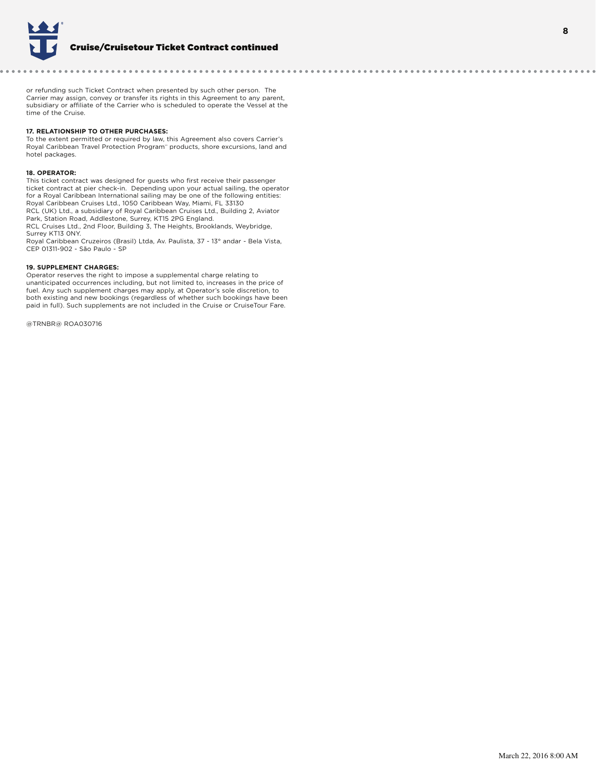or refunding such Ticket Contract when presented by such other person. The Carrier may assign, convey or transfer its rights in this Agreement to any parent, subsidiary or affiliate of the Carrier who is scheduled to operate the Vessel at the time of the Cruise.

**17. RELATIONSHIP TO OTHER PURCHASES:**
To the extent permitted or required by law, this Agreement also covers Carrier's Royal Caribbean Travel Protection Program℠ products, shore excursions, land and hotel packages.

**18. OPERATOR:**
This ticket contract was designed for guests who first receive their passenger ticket contract at pier check-in. Depending upon your actual sailing, the operator for a Royal Caribbean International sailing may be one of the following entities:
Royal Caribbean Cruises Ltd., 1050 Caribbean Way, Miami, FL 33130
RCL (UK) Ltd., a subsidiary of Royal Caribbean Cruises Ltd., Building 2, Aviator Park, Station Road, Addlestone, Surrey, KT15 2PG England.
RCL Cruises Ltd., 2nd Floor, Building 3, The Heights, Brooklands, Weybridge, Surrey KT13 0NY.
Royal Caribbean Cruzeiros (Brasil) Ltda, Av. Paulista, 37 - 13° andar - Bela Vista, CEP 01311-902 - São Paulo - SP

**19. SUPPLEMENT CHARGES:**
Operator reserves the right to impose a supplemental charge relating to unanticipated occurrences including, but not limited to, increases in the price of fuel. Any such supplement charges may apply, at Operator's sole discretion, to both existing and new bookings (regardless of whether such bookings have been paid in full). Such supplements are not included in the Cruise or CruiseTour Fare.

@TRNBR@ ROA030716